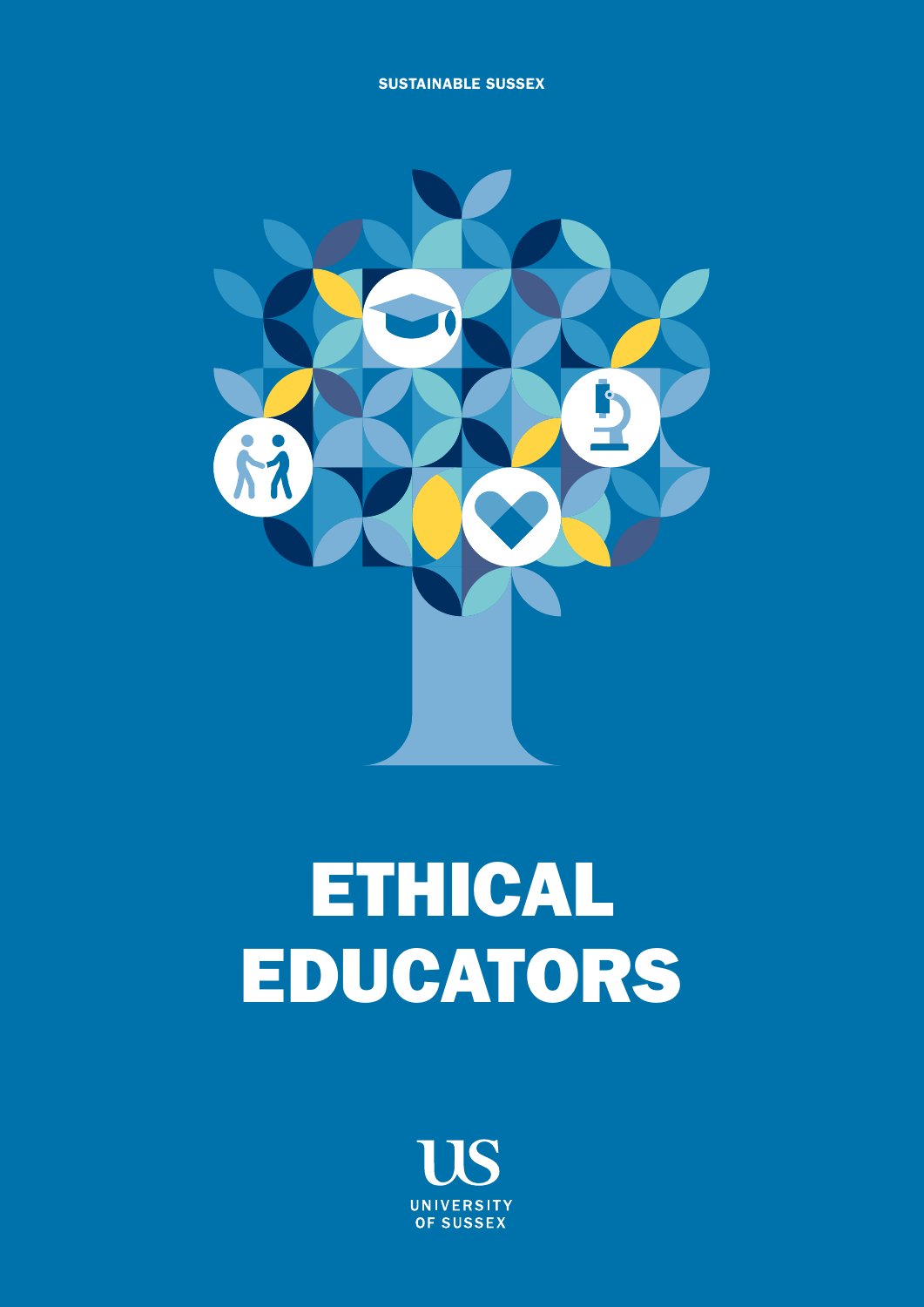SUSTAINABLE SUSSEX

# ETHICAL EDUCATORS

UNIVERSITY OF SUSSEX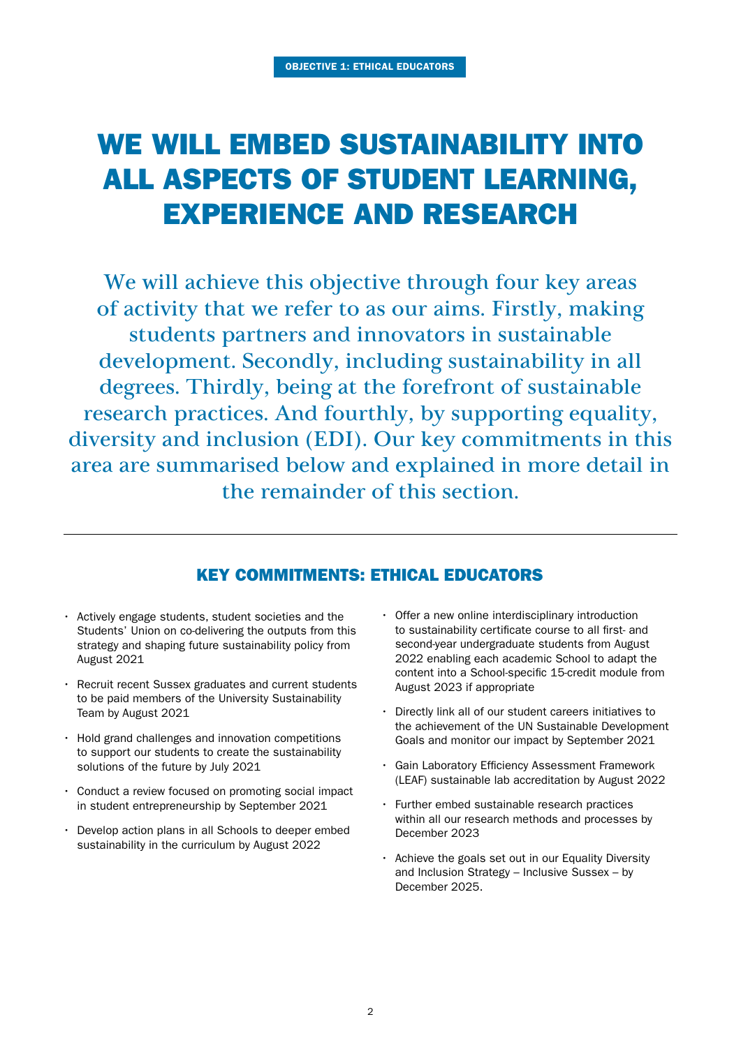OBJECTIVE 1: ETHICAL EDUCATORS

# WE WILL EMBED SUSTAINABILITY INTO ALL ASPECTS OF STUDENT LEARNING, EXPERIENCE AND RESEARCH

We will achieve this objective through four key areas of activity that we refer to as our aims. Firstly, making students partners and innovators in sustainable development. Secondly, including sustainability in all degrees. Thirdly, being at the forefront of sustainable research practices. And fourthly, by supporting equality, diversity and inclusion (EDI). Our key commitments in this area are summarised below and explained in more detail in the remainder of this section.

---

## KEY COMMITMENTS: ETHICAL EDUCATORS

- Actively engage students, student societies and the Students' Union on co-delivering the outputs from this strategy and shaping future sustainability policy from August 2021
- Recruit recent Sussex graduates and current students to be paid members of the University Sustainability Team by August 2021
- Hold grand challenges and innovation competitions to support our students to create the sustainability solutions of the future by July 2021
- Conduct a review focused on promoting social impact in student entrepreneurship by September 2021
- Develop action plans in all Schools to deeper embed sustainability in the curriculum by August 2022
- Offer a new online interdisciplinary introduction to sustainability certificate course to all first- and second-year undergraduate students from August 2022 enabling each academic School to adapt the content into a School-specific 15-credit module from August 2023 if appropriate
- Directly link all of our student careers initiatives to the achievement of the UN Sustainable Development Goals and monitor our impact by September 2021
- Gain Laboratory Efficiency Assessment Framework (LEAF) sustainable lab accreditation by August 2022
- Further embed sustainable research practices within all our research methods and processes by December 2023
- Achieve the goals set out in our Equality Diversity and Inclusion Strategy – Inclusive Sussex – by December 2025.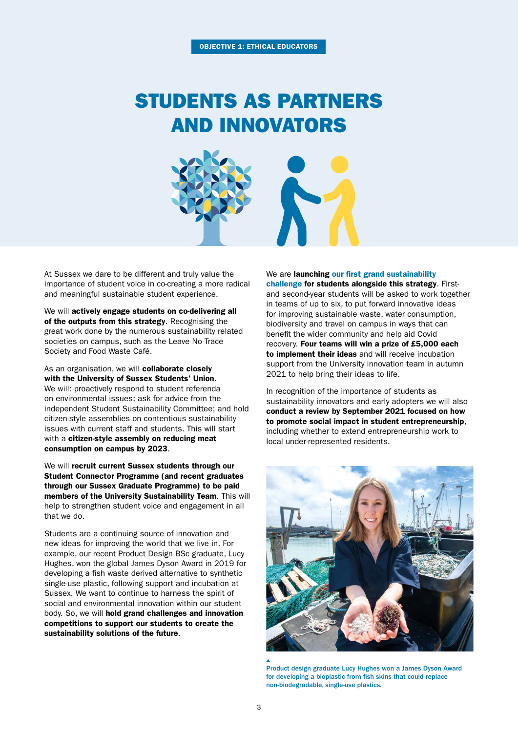OBJECTIVE 1: ETHICAL EDUCATORS

# STUDENTS AS PARTNERS AND INNOVATORS

At Sussex we dare to be different and truly value the importance of student voice in co-creating a more radical and meaningful sustainable student experience.

We will **actively engage students on co-delivering all of the outputs from this strategy**. Recognising the great work done by the numerous sustainability related societies on campus, such as the Leave No Trace Society and Food Waste Café.

As an organisation, we will **collaborate closely with the University of Sussex Students' Union**. We will: proactively respond to student referenda on environmental issues; ask for advice from the independent Student Sustainability Committee; and hold citizen-style assemblies on contentious sustainability issues with current staff and students. This will start with a **citizen-style assembly on reducing meat consumption on campus by 2023**.

We will **recruit current Sussex students through our Student Connector Programme (and recent graduates through our Sussex Graduate Programme) to be paid members of the University Sustainability Team**. This will help to strengthen student voice and engagement in all that we do.

Students are a continuing source of innovation and new ideas for improving the world that we live in. For example, our recent Product Design BSc graduate, Lucy Hughes, won the global James Dyson Award in 2019 for developing a fish waste derived alternative to synthetic single-use plastic, following support and incubation at Sussex. We want to continue to harness the spirit of social and environmental innovation within our student body. So, we will **hold grand challenges and innovation competitions to support our students to create the sustainability solutions of the future**.

We are **launching our first grand sustainability challenge for students alongside this strategy**. First- and second-year students will be asked to work together in teams of up to six, to put forward innovative ideas for improving sustainable waste, water consumption, biodiversity and travel on campus in ways that can benefit the wider community and help aid Covid recovery. **Four teams will win a prize of £5,000 each to implement their ideas** and will receive incubation support from the University innovation team in autumn 2021 to help bring their ideas to life.

In recognition of the importance of students as sustainability innovators and early adopters we will also **conduct a review by September 2021 focused on how to promote social impact in student entrepreneurship**, including whether to extend entrepreneurship work to local under-represented residents.

Product design graduate Lucy Hughes won a James Dyson Award for developing a bioplastic from fish skins that could replace non-biodegradable, single-use plastics.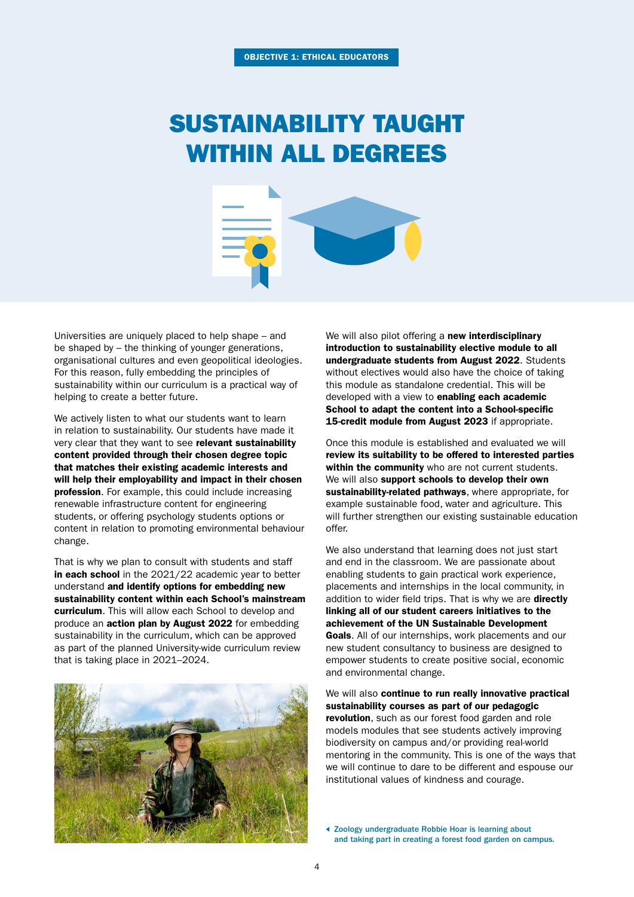OBJECTIVE 1: ETHICAL EDUCATORS

# SUSTAINABILITY TAUGHT WITHIN ALL DEGREES

Universities are uniquely placed to help shape – and be shaped by – the thinking of younger generations, organisational cultures and even geopolitical ideologies. For this reason, fully embedding the principles of sustainability within our curriculum is a practical way of helping to create a better future.

We actively listen to what our students want to learn in relation to sustainability. Our students have made it very clear that they want to see **relevant sustainability content provided through their chosen degree topic that matches their existing academic interests and will help their employability and impact in their chosen profession**. For example, this could include increasing renewable infrastructure content for engineering students, or offering psychology students options or content in relation to promoting environmental behaviour change.

That is why we plan to consult with students and staff **in each school** in the 2021/22 academic year to better understand **and identify options for embedding new sustainability content within each School's mainstream curriculum**. This will allow each School to develop and produce an **action plan by August 2022** for embedding sustainability in the curriculum, which can be approved as part of the planned University-wide curriculum review that is taking place in 2021–2024.

We will also pilot offering a **new interdisciplinary introduction to sustainability elective module to all undergraduate students from August 2022**. Students without electives would also have the choice of taking this module as standalone credential. This will be developed with a view to **enabling each academic School to adapt the content into a School-specific 15-credit module from August 2023** if appropriate.

Once this module is established and evaluated we will **review its suitability to be offered to interested parties within the community** who are not current students. We will also **support schools to develop their own sustainability-related pathways**, where appropriate, for example sustainable food, water and agriculture. This will further strengthen our existing sustainable education offer.

We also understand that learning does not just start and end in the classroom. We are passionate about enabling students to gain practical work experience, placements and internships in the local community, in addition to wider field trips. That is why we are **directly linking all of our student careers initiatives to the achievement of the UN Sustainable Development Goals**. All of our internships, work placements and our new student consultancy to business are designed to empower students to create positive social, economic and environmental change.

We will also **continue to run really innovative practical sustainability courses as part of our pedagogic revolution**, such as our forest food garden and role models modules that see students actively improving biodiversity on campus and/or providing real-world mentoring in the community. This is one of the ways that we will continue to dare to be different and espouse our institutional values of kindness and courage.

Zoology undergraduate Robbie Hoar is learning about and taking part in creating a forest food garden on campus.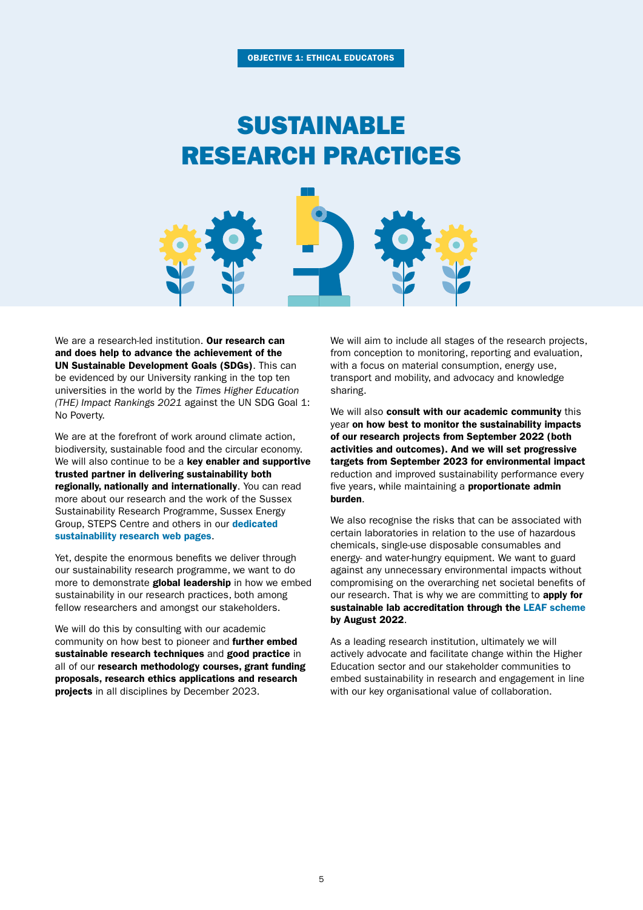OBJECTIVE 1: ETHICAL EDUCATORS

# SUSTAINABLE RESEARCH PRACTICES

We are a research-led institution. **Our research can and does help to advance the achievement of the UN Sustainable Development Goals (SDGs)**. This can be evidenced by our University ranking in the top ten universities in the world by the *Times Higher Education (THE) Impact Rankings 2021* against the UN SDG Goal 1: No Poverty.

We are at the forefront of work around climate action, biodiversity, sustainable food and the circular economy. We will also continue to be a **key enabler and supportive trusted partner in delivering sustainability both regionally, nationally and internationally**. You can read more about our research and the work of the Sussex Sustainability Research Programme, Sussex Energy Group, STEPS Centre and others in our **dedicated sustainability research web pages**.

Yet, despite the enormous benefits we deliver through our sustainability research programme, we want to do more to demonstrate **global leadership** in how we embed sustainability in our research practices, both among fellow researchers and amongst our stakeholders.

We will do this by consulting with our academic community on how best to pioneer and **further embed sustainable research techniques** and **good practice** in all of our **research methodology courses, grant funding proposals, research ethics applications and research projects** in all disciplines by December 2023.

We will aim to include all stages of the research projects, from conception to monitoring, reporting and evaluation, with a focus on material consumption, energy use, transport and mobility, and advocacy and knowledge sharing.

We will also **consult with our academic community** this year **on how best to monitor the sustainability impacts of our research projects from September 2022 (both activities and outcomes). And we will set progressive targets from September 2023 for environmental impact** reduction and improved sustainability performance every five years, while maintaining a **proportionate admin burden**.

We also recognise the risks that can be associated with certain laboratories in relation to the use of hazardous chemicals, single-use disposable consumables and energy- and water-hungry equipment. We want to guard against any unnecessary environmental impacts without compromising on the overarching net societal benefits of our research. That is why we are committing to **apply for sustainable lab accreditation through the LEAF scheme by August 2022**.

As a leading research institution, ultimately we will actively advocate and facilitate change within the Higher Education sector and our stakeholder communities to embed sustainability in research and engagement in line with our key organisational value of collaboration.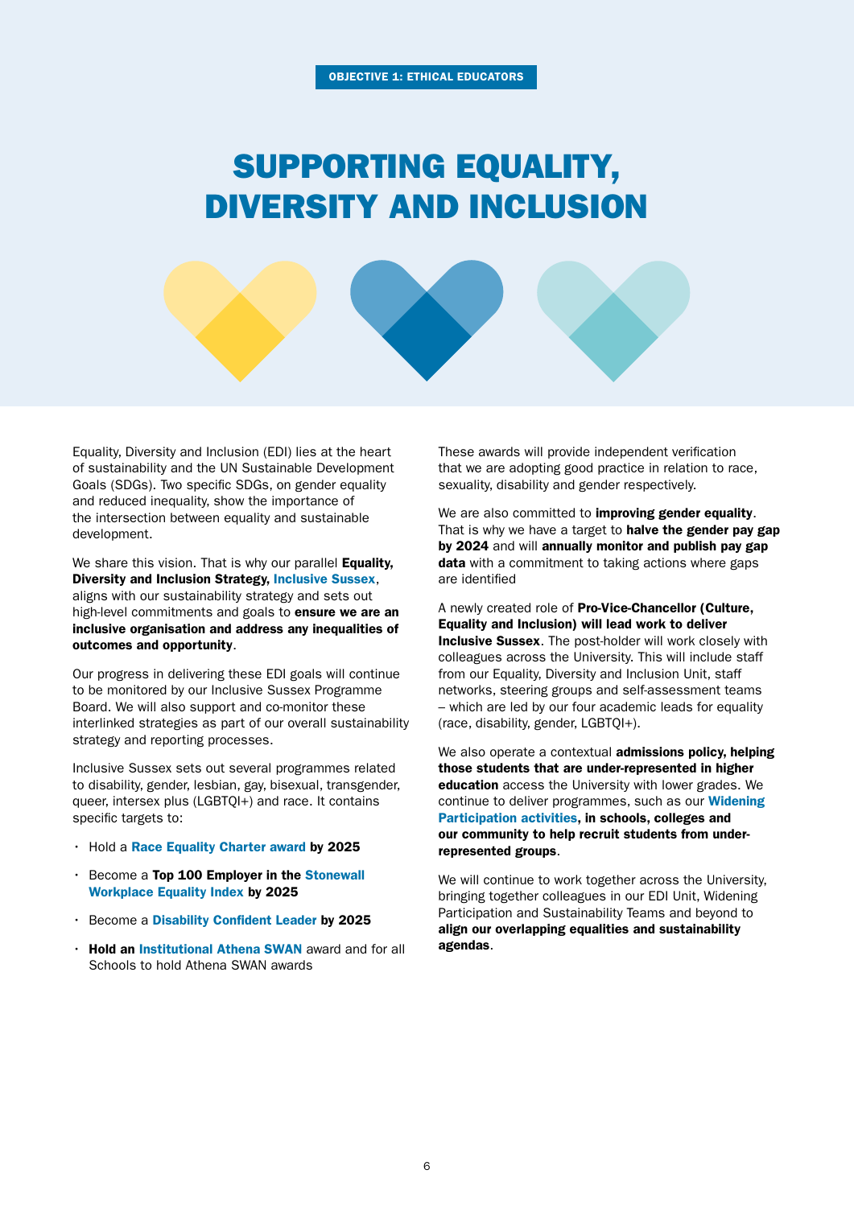OBJECTIVE 1: ETHICAL EDUCATORS

# SUPPORTING EQUALITY, DIVERSITY AND INCLUSION

Equality, Diversity and Inclusion (EDI) lies at the heart of sustainability and the UN Sustainable Development Goals (SDGs). Two specific SDGs, on gender equality and reduced inequality, show the importance of the intersection between equality and sustainable development.

We share this vision. That is why our parallel **Equality, Diversity and Inclusion Strategy, Inclusive Sussex**, aligns with our sustainability strategy and sets out high-level commitments and goals to **ensure we are an inclusive organisation and address any inequalities of outcomes and opportunity**.

Our progress in delivering these EDI goals will continue to be monitored by our Inclusive Sussex Programme Board. We will also support and co-monitor these interlinked strategies as part of our overall sustainability strategy and reporting processes.

Inclusive Sussex sets out several programmes related to disability, gender, lesbian, gay, bisexual, transgender, queer, intersex plus (LGBTQI+) and race. It contains specific targets to:

- Hold a **Race Equality Charter award by 2025**
- Become a **Top 100 Employer in the Stonewall Workplace Equality Index by 2025**
- Become a **Disability Confident Leader by 2025**
- **Hold an Institutional Athena SWAN** award and for all Schools to hold Athena SWAN awards

These awards will provide independent verification that we are adopting good practice in relation to race, sexuality, disability and gender respectively.

We are also committed to **improving gender equality**. That is why we have a target to **halve the gender pay gap by 2024** and will **annually monitor and publish pay gap data** with a commitment to taking actions where gaps are identified

A newly created role of **Pro-Vice-Chancellor (Culture, Equality and Inclusion) will lead work to deliver Inclusive Sussex**. The post-holder will work closely with colleagues across the University. This will include staff from our Equality, Diversity and Inclusion Unit, staff networks, steering groups and self-assessment teams – which are led by our four academic leads for equality (race, disability, gender, LGBTQI+).

We also operate a contextual **admissions policy, helping those students that are under-represented in higher education** access the University with lower grades. We continue to deliver programmes, such as our **Widening Participation activities, in schools, colleges and our community to help recruit students from under-represented groups**.

We will continue to work together across the University, bringing together colleagues in our EDI Unit, Widening Participation and Sustainability Teams and beyond to **align our overlapping equalities and sustainability agendas**.